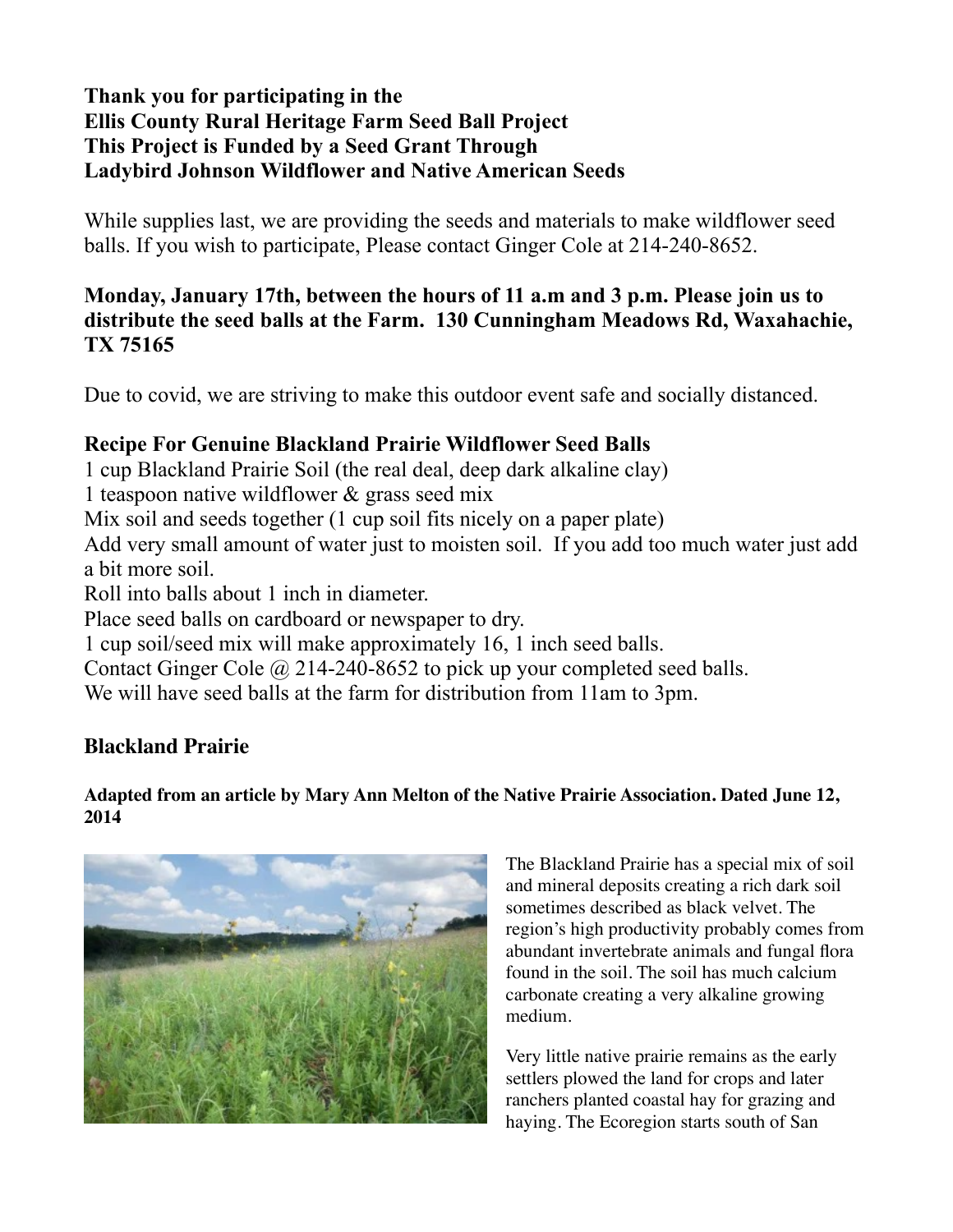**Thank you for participating in the**
**Ellis County Rural Heritage Farm Seed Ball Project**
**This Project is Funded by a Seed Grant Through**
**Ladybird Johnson Wildflower and Native American Seeds**

While supplies last, we are providing the seeds and materials to make wildflower seed balls. If you wish to participate, Please contact Ginger Cole at 214-240-8652.

**Monday, January 17th, between the hours of 11 a.m and 3 p.m. Please join us to distribute the seed balls at the Farm. 130 Cunningham Meadows Rd, Waxahachie, TX 75165**

Due to covid, we are striving to make this outdoor event safe and socially distanced.

**Recipe For Genuine Blackland Prairie Wildflower Seed Balls**

1 cup Blackland Prairie Soil (the real deal, deep dark alkaline clay)
1 teaspoon native wildflower & grass seed mix
Mix soil and seeds together (1 cup soil fits nicely on a paper plate)
Add very small amount of water just to moisten soil. If you add too much water just add a bit more soil.
Roll into balls about 1 inch in diameter.
Place seed balls on cardboard or newspaper to dry.
1 cup soil/seed mix will make approximately 16, 1 inch seed balls.
Contact Ginger Cole @ 214-240-8652 to pick up your completed seed balls.
We will have seed balls at the farm for distribution from 11am to 3pm.

## Blackland Prairie

**Adapted from an article by Mary Ann Melton of the Native Prairie Association. Dated June 12, 2014**

The Blackland Prairie has a special mix of soil and mineral deposits creating a rich dark soil sometimes described as black velvet. The region's high productivity probably comes from abundant invertebrate animals and fungal flora found in the soil. The soil has much calcium carbonate creating a very alkaline growing medium.

Very little native prairie remains as the early settlers plowed the land for crops and later ranchers planted coastal hay for grazing and haying. The Ecoregion starts south of San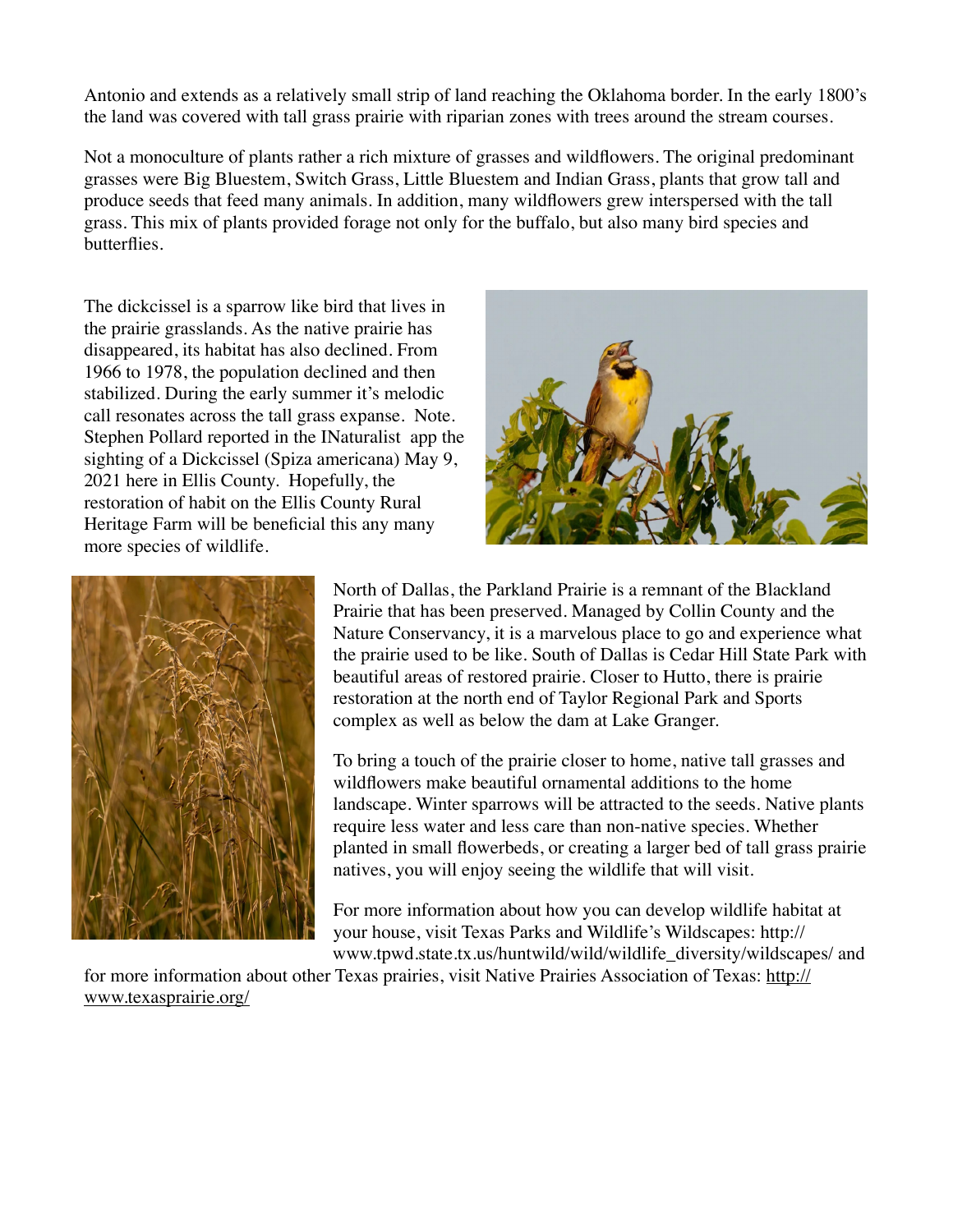Antonio and extends as a relatively small strip of land reaching the Oklahoma border. In the early 1800's the land was covered with tall grass prairie with riparian zones with trees around the stream courses.

Not a monoculture of plants rather a rich mixture of grasses and wildflowers. The original predominant grasses were Big Bluestem, Switch Grass, Little Bluestem and Indian Grass, plants that grow tall and produce seeds that feed many animals. In addition, many wildflowers grew interspersed with the tall grass. This mix of plants provided forage not only for the buffalo, but also many bird species and butterflies.

The dickcissel is a sparrow like bird that lives in the prairie grasslands. As the native prairie has disappeared, its habitat has also declined. From 1966 to 1978, the population declined and then stabilized. During the early summer it's melodic call resonates across the tall grass expanse. Note. Stephen Pollard reported in the INaturalist app the sighting of a Dickcissel (Spiza americana) May 9, 2021 here in Ellis County. Hopefully, the restoration of habit on the Ellis County Rural Heritage Farm will be beneficial this any many more species of wildlife.

North of Dallas, the Parkland Prairie is a remnant of the Blackland Prairie that has been preserved. Managed by Collin County and the Nature Conservancy, it is a marvelous place to go and experience what the prairie used to be like. South of Dallas is Cedar Hill State Park with beautiful areas of restored prairie. Closer to Hutto, there is prairie restoration at the north end of Taylor Regional Park and Sports complex as well as below the dam at Lake Granger.

To bring a touch of the prairie closer to home, native tall grasses and wildflowers make beautiful ornamental additions to the home landscape. Winter sparrows will be attracted to the seeds. Native plants require less water and less care than non-native species. Whether planted in small flowerbeds, or creating a larger bed of tall grass prairie natives, you will enjoy seeing the wildlife that will visit.

For more information about how you can develop wildlife habitat at your house, visit Texas Parks and Wildlife's Wildscapes: http://www.tpwd.state.tx.us/huntwild/wild/wildlife_diversity/wildscapes/ and for more information about other Texas prairies, visit Native Prairies Association of Texas: http://www.texasprairie.org/